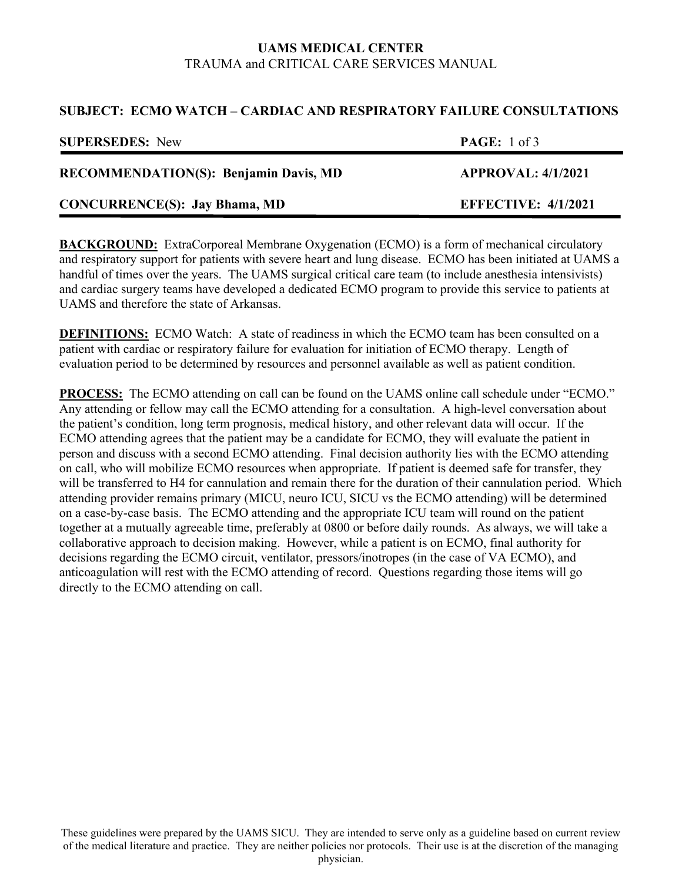**UAMS MEDICAL CENTER**
TRAUMA and CRITICAL CARE SERVICES MANUAL

## SUBJECT: ECMO WATCH – CARDIAC AND RESPIRATORY FAILURE CONSULTATIONS

| | |
|---|---|
| **SUPERSEDES:** New | **PAGE:** 1 of 3 |
| **RECOMMENDATION(S): Benjamin Davis, MD** | **APPROVAL: 4/1/2021** |
| **CONCURRENCE(S): Jay Bhama, MD** | **EFFECTIVE: 4/1/2021** |

**BACKGROUND:** ExtraCorporeal Membrane Oxygenation (ECMO) is a form of mechanical circulatory and respiratory support for patients with severe heart and lung disease. ECMO has been initiated at UAMS a handful of times over the years. The UAMS surgical critical care team (to include anesthesia intensivists) and cardiac surgery teams have developed a dedicated ECMO program to provide this service to patients at UAMS and therefore the state of Arkansas.

**DEFINITIONS:** ECMO Watch: A state of readiness in which the ECMO team has been consulted on a patient with cardiac or respiratory failure for evaluation for initiation of ECMO therapy. Length of evaluation period to be determined by resources and personnel available as well as patient condition.

**PROCESS:** The ECMO attending on call can be found on the UAMS online call schedule under "ECMO." Any attending or fellow may call the ECMO attending for a consultation. A high-level conversation about the patient's condition, long term prognosis, medical history, and other relevant data will occur. If the ECMO attending agrees that the patient may be a candidate for ECMO, they will evaluate the patient in person and discuss with a second ECMO attending. Final decision authority lies with the ECMO attending on call, who will mobilize ECMO resources when appropriate. If patient is deemed safe for transfer, they will be transferred to H4 for cannulation and remain there for the duration of their cannulation period. Which attending provider remains primary (MICU, neuro ICU, SICU vs the ECMO attending) will be determined on a case-by-case basis. The ECMO attending and the appropriate ICU team will round on the patient together at a mutually agreeable time, preferably at 0800 or before daily rounds. As always, we will take a collaborative approach to decision making. However, while a patient is on ECMO, final authority for decisions regarding the ECMO circuit, ventilator, pressors/inotropes (in the case of VA ECMO), and anticoagulation will rest with the ECMO attending of record. Questions regarding those items will go directly to the ECMO attending on call.

These guidelines were prepared by the UAMS SICU. They are intended to serve only as a guideline based on current review of the medical literature and practice. They are neither policies nor protocols. Their use is at the discretion of the managing physician.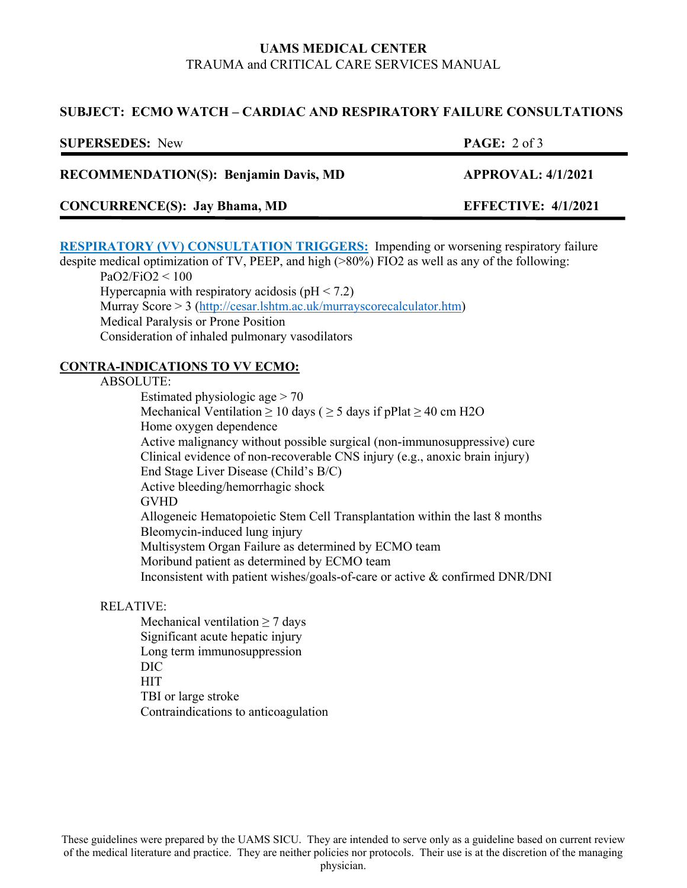**UAMS MEDICAL CENTER**
TRAUMA and CRITICAL CARE SERVICES MANUAL

**SUBJECT: ECMO WATCH – CARDIAC AND RESPIRATORY FAILURE CONSULTATIONS**

| **SUPERSEDES:** New | **PAGE:** 2 of 3 |
|---|---|
| **RECOMMENDATION(S): Benjamin Davis, MD** | **APPROVAL: 4/1/2021** |
| **CONCURRENCE(S): Jay Bhama, MD** | **EFFECTIVE: 4/1/2021** |

**RESPIRATORY (VV) CONSULTATION TRIGGERS:** Impending or worsening respiratory failure despite medical optimization of TV, PEEP, and high (>80%) FIO2 as well as any of the following:

- $PaO_2/FiO_2 < 100$
- Hypercapnia with respiratory acidosis (pH < 7.2)
- Murray Score > 3 (http://cesar.lshtm.ac.uk/murrayscorecalculator.htm)
- Medical Paralysis or Prone Position
- Consideration of inhaled pulmonary vasodilators

**CONTRA-INDICATIONS TO VV ECMO:**

ABSOLUTE:

- Estimated physiologic age > 70
- Mechanical Ventilation ≥ 10 days ( ≥ 5 days if pPlat ≥ 40 cm H2O
- Home oxygen dependence
- Active malignancy without possible surgical (non-immunosuppressive) cure
- Clinical evidence of non-recoverable CNS injury (e.g., anoxic brain injury)
- End Stage Liver Disease (Child's B/C)
- Active bleeding/hemorrhagic shock
- GVHD
- Allogeneic Hematopoietic Stem Cell Transplantation within the last 8 months
- Bleomycin-induced lung injury
- Multisystem Organ Failure as determined by ECMO team
- Moribund patient as determined by ECMO team
- Inconsistent with patient wishes/goals-of-care or active & confirmed DNR/DNI

RELATIVE:

- Mechanical ventilation ≥ 7 days
- Significant acute hepatic injury
- Long term immunosuppression
- DIC
- HIT
- TBI or large stroke
- Contraindications to anticoagulation

These guidelines were prepared by the UAMS SICU. They are intended to serve only as a guideline based on current review of the medical literature and practice. They are neither policies nor protocols. Their use is at the discretion of the managing physician.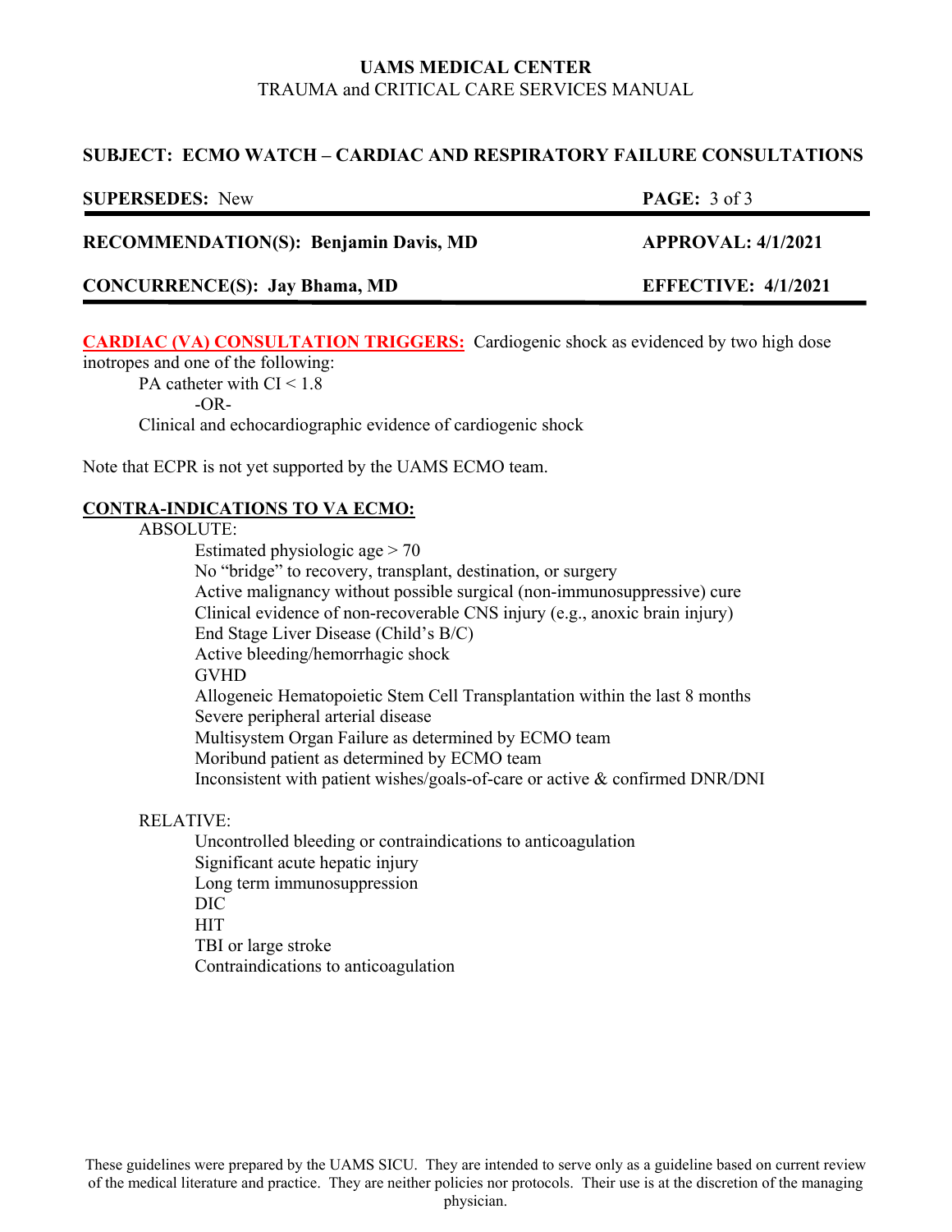**UAMS MEDICAL CENTER**
TRAUMA and CRITICAL CARE SERVICES MANUAL

**SUBJECT: ECMO WATCH – CARDIAC AND RESPIRATORY FAILURE CONSULTATIONS**

| | |
|---|---|
| **SUPERSEDES:** New | **PAGE:** 3 of 3 |
| **RECOMMENDATION(S): Benjamin Davis, MD** | **APPROVAL: 4/1/2021** |
| **CONCURRENCE(S): Jay Bhama, MD** | **EFFECTIVE: 4/1/2021** |

**CARDIAC (VA) CONSULTATION TRIGGERS:** Cardiogenic shock as evidenced by two high dose inotropes and one of the following:

PA catheter with CI < 1.8

-OR-

Clinical and echocardiographic evidence of cardiogenic shock

Note that ECPR is not yet supported by the UAMS ECMO team.

**CONTRA-INDICATIONS TO VA ECMO:**

ABSOLUTE:

- Estimated physiologic age > 70
- No "bridge" to recovery, transplant, destination, or surgery
- Active malignancy without possible surgical (non-immunosuppressive) cure
- Clinical evidence of non-recoverable CNS injury (e.g., anoxic brain injury)
- End Stage Liver Disease (Child's B/C)
- Active bleeding/hemorrhagic shock
- GVHD
- Allogeneic Hematopoietic Stem Cell Transplantation within the last 8 months
- Severe peripheral arterial disease
- Multisystem Organ Failure as determined by ECMO team
- Moribund patient as determined by ECMO team
- Inconsistent with patient wishes/goals-of-care or active & confirmed DNR/DNI

RELATIVE:

- Uncontrolled bleeding or contraindications to anticoagulation
- Significant acute hepatic injury
- Long term immunosuppression
- DIC
- HIT
- TBI or large stroke
- Contraindications to anticoagulation

These guidelines were prepared by the UAMS SICU. They are intended to serve only as a guideline based on current review of the medical literature and practice. They are neither policies nor protocols. Their use is at the discretion of the managing physician.